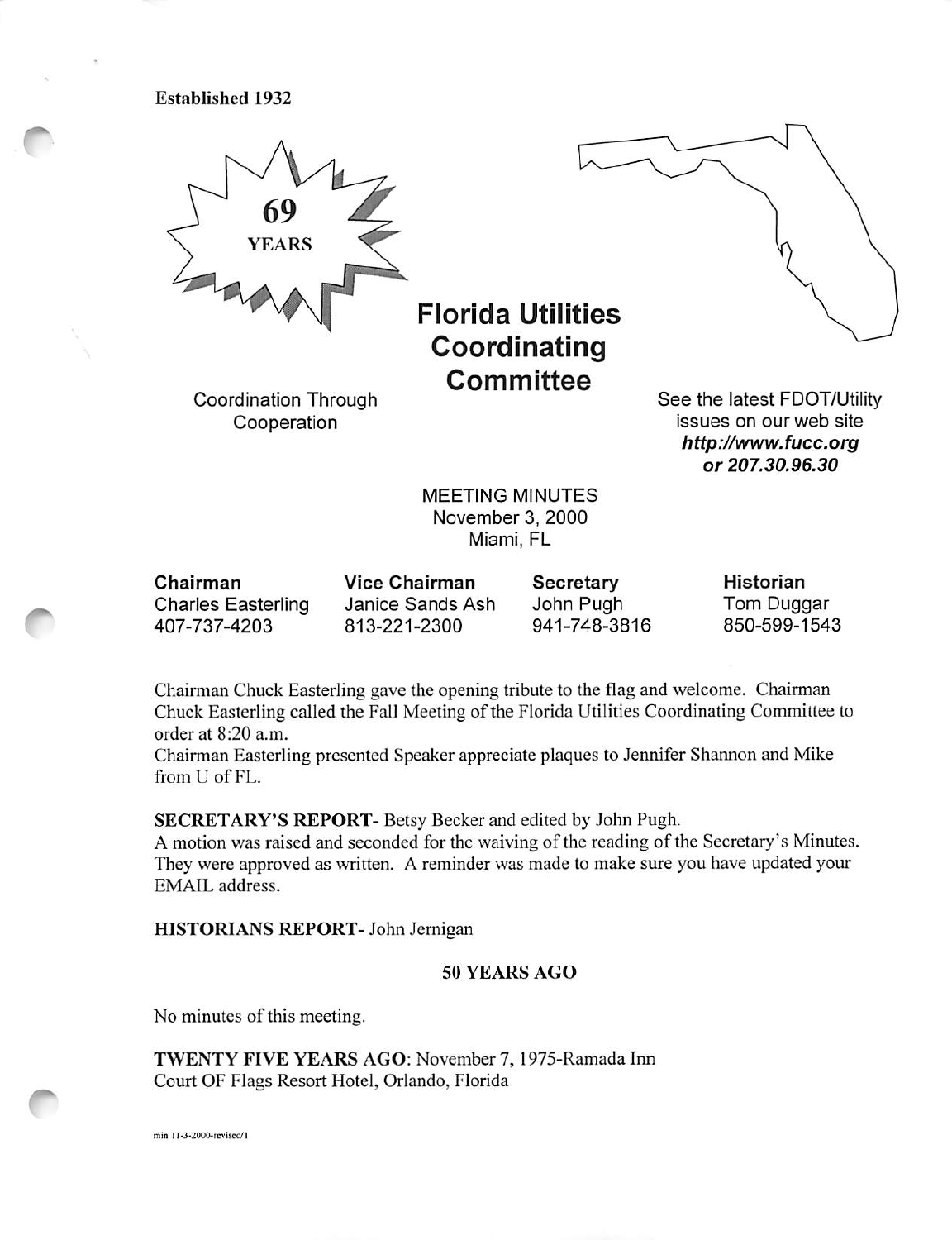Established 1932

69 YEARS

# Florida Utilities Coordinating Committee

Coordination Through Cooperation

See the latest FDOT/Utility issues on our web site ***http://www.fucc.org or 207.30.96.30***

MEETING MINUTES
November 3, 2000
Miami, FL

| **Chairman** | **Vice Chairman** | **Secretary** | **Historian** |
|---|---|---|---|
| Charles Easterling | Janice Sands Ash | John Pugh | Tom Duggar |
| 407-737-4203 | 813-221-2300 | 941-748-3816 | 850-599-1543 |

Chairman Chuck Easterling gave the opening tribute to the flag and welcome. Chairman Chuck Easterling called the Fall Meeting of the Florida Utilities Coordinating Committee to order at 8:20 a.m.

Chairman Easterling presented Speaker appreciate plaques to Jennifer Shannon and Mike from U of FL.

**SECRETARY'S REPORT**- Betsy Becker and edited by John Pugh.

A motion was raised and seconded for the waiving of the reading of the Secretary's Minutes. They were approved as written. A reminder was made to make sure you have updated your EMAIL address.

**HISTORIANS REPORT**- John Jernigan

**50 YEARS AGO**

No minutes of this meeting.

**TWENTY FIVE YEARS AGO**: November 7, 1975-Ramada Inn
Court OF Flags Resort Hotel, Orlando, Florida

min 11-3-2000-revised/1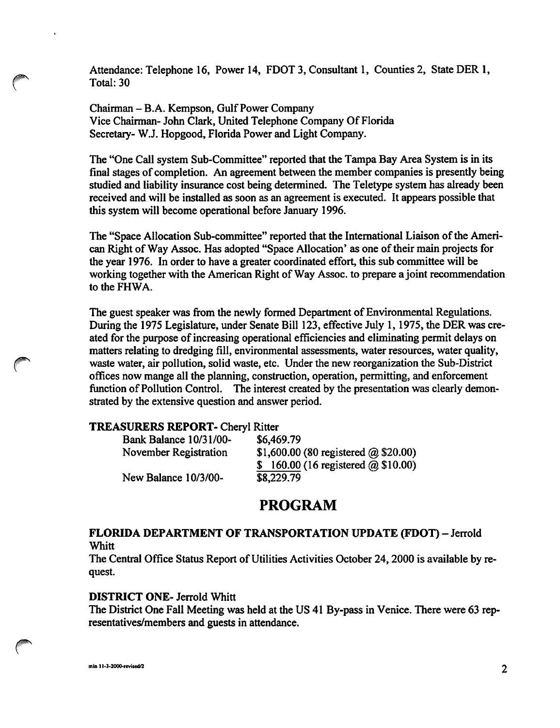Attendance: Telephone 16, Power 14, FDOT 3, Consultant 1, Counties 2, State DER 1, Total: 30

Chairman – B.A. Kempson, Gulf Power Company
Vice Chairman- John Clark, United Telephone Company Of Florida
Secretary- W.J. Hopgood, Florida Power and Light Company.

The "One Call system Sub-Committee" reported that the Tampa Bay Area System is in its final stages of completion. An agreement between the member companies is presently being studied and liability insurance cost being determined. The Teletype system has already been received and will be installed as soon as an agreement is executed. It appears possible that this system will become operational before January 1996.

The "Space Allocation Sub-committee" reported that the International Liaison of the American Right of Way Assoc. Has adopted "Space Allocation' as one of their main projects for the year 1976. In order to have a greater coordinated effort, this sub committee will be working together with the American Right of Way Assoc. to prepare a joint recommendation to the FHWA.

The guest speaker was from the newly formed Department of Environmental Regulations. During the 1975 Legislature, under Senate Bill 123, effective July 1, 1975, the DER was created for the purpose of increasing operational efficiencies and eliminating permit delays on matters relating to dredging fill, environmental assessments, water resources, water quality, waste water, air pollution, solid waste, etc. Under the new reorganization the Sub-District offices now mange all the planning, construction, operation, permitting, and enforcement function of Pollution Control. The interest created by the presentation was clearly demonstrated by the extensive question and answer period.

**TREASURERS REPORT-** Cheryl Ritter

| | |
|---|---|
| Bank Balance 10/31/00- | $6,469.79 |
| November Registration | $1,600.00 (80 registered @ $20.00) |
| | $ 160.00 (16 registered @ $10.00) |
| New Balance 10/3/00- | $8,229.79 |

# PROGRAM

**FLORIDA DEPARTMENT OF TRANSPORTATION UPDATE (FDOT)** – Jerrold Whitt

The Central Office Status Report of Utilities Activities October 24, 2000 is available by request.

**DISTRICT ONE-** Jerrold Whitt

The District One Fall Meeting was held at the US 41 By-pass in Venice. There were 63 representatives/members and guests in attendance.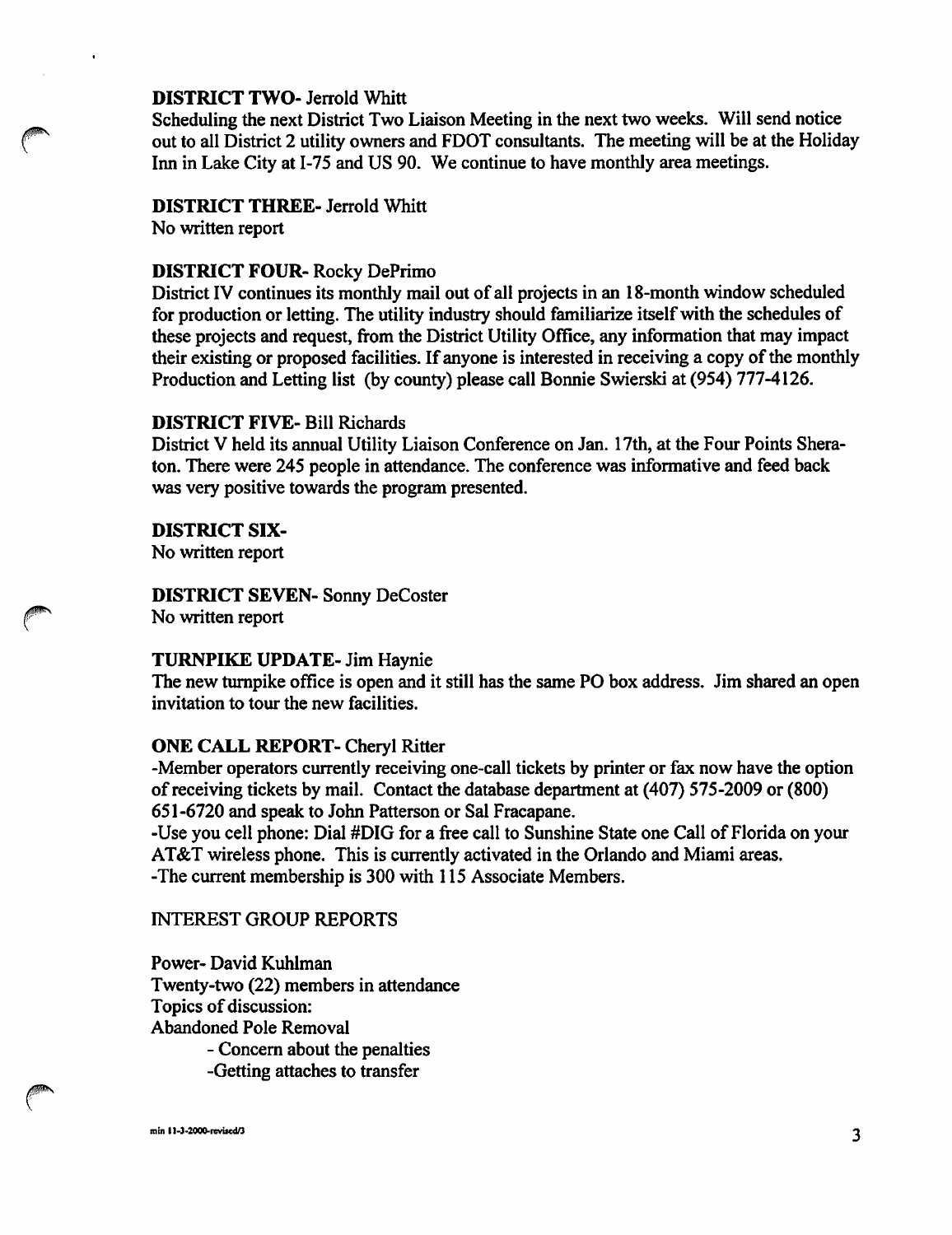**DISTRICT TWO**- Jerrold Whitt
Scheduling the next District Two Liaison Meeting in the next two weeks. Will send notice out to all District 2 utility owners and FDOT consultants. The meeting will be at the Holiday Inn in Lake City at I-75 and US 90. We continue to have monthly area meetings.

**DISTRICT THREE**- Jerrold Whitt
No written report

**DISTRICT FOUR**- Rocky DePrimo
District IV continues its monthly mail out of all projects in an 18-month window scheduled for production or letting. The utility industry should familiarize itself with the schedules of these projects and request, from the District Utility Office, any information that may impact their existing or proposed facilities. If anyone is interested in receiving a copy of the monthly Production and Letting list (by county) please call Bonnie Swierski at (954) 777-4126.

**DISTRICT FIVE**- Bill Richards
District V held its annual Utility Liaison Conference on Jan. 17th, at the Four Points Sheraton. There were 245 people in attendance. The conference was informative and feed back was very positive towards the program presented.

**DISTRICT SIX**-
No written report

**DISTRICT SEVEN**- Sonny DeCoster
No written report

**TURNPIKE UPDATE**- Jim Haynie
The new turnpike office is open and it still has the same PO box address. Jim shared an open invitation to tour the new facilities.

**ONE CALL REPORT**- Cheryl Ritter
-Member operators currently receiving one-call tickets by printer or fax now have the option of receiving tickets by mail. Contact the database department at (407) 575-2009 or (800) 651-6720 and speak to John Patterson or Sal Fracapane.
-Use you cell phone: Dial #DIG for a free call to Sunshine State one Call of Florida on your AT&T wireless phone. This is currently activated in the Orlando and Miami areas.
-The current membership is 300 with 115 Associate Members.

INTEREST GROUP REPORTS

Power- David Kuhlman
Twenty-two (22) members in attendance
Topics of discussion:
Abandoned Pole Removal
- Concern about the penalties
- Getting attaches to transfer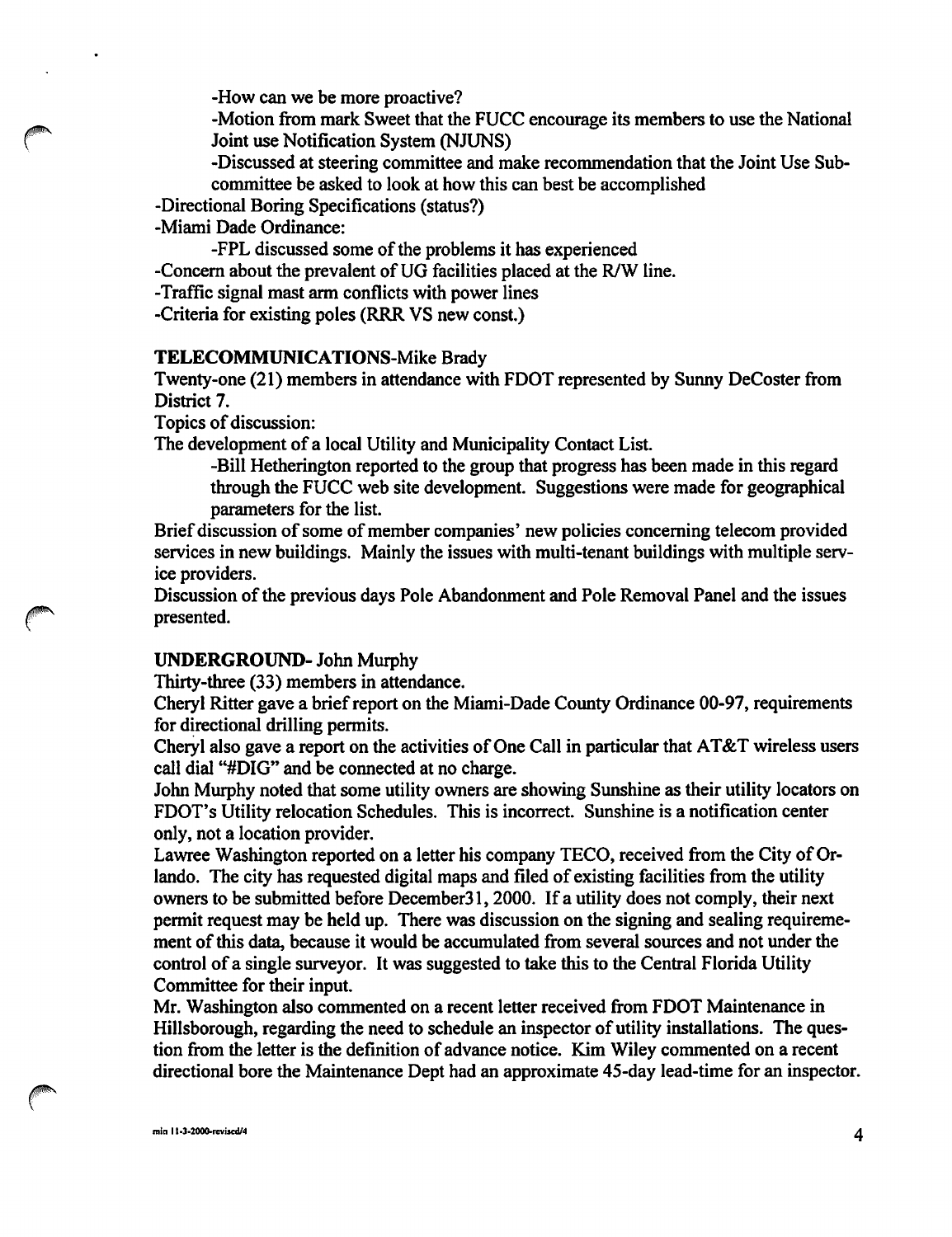-How can we be more proactive?

-Motion from mark Sweet that the FUCC encourage its members to use the National Joint use Notification System (NJUNS)

-Discussed at steering committee and make recommendation that the Joint Use Sub-committee be asked to look at how this can best be accomplished

-Directional Boring Specifications (status?)

-Miami Dade Ordinance:

-FPL discussed some of the problems it has experienced

-Concern about the prevalent of UG facilities placed at the R/W line.

-Traffic signal mast arm conflicts with power lines

-Criteria for existing poles (RRR VS new const.)

**TELECOMMUNICATIONS**-Mike Brady

Twenty-one (21) members in attendance with FDOT represented by Sunny DeCoster from District 7.

Topics of discussion:

The development of a local Utility and Municipality Contact List.

-Bill Hetherington reported to the group that progress has been made in this regard through the FUCC web site development. Suggestions were made for geographical parameters for the list.

Brief discussion of some of member companies' new policies concerning telecom provided services in new buildings. Mainly the issues with multi-tenant buildings with multiple service providers.

Discussion of the previous days Pole Abandonment and Pole Removal Panel and the issues presented.

**UNDERGROUND**- John Murphy

Thirty-three (33) members in attendance.

Cheryl Ritter gave a brief report on the Miami-Dade County Ordinance 00-97, requirements for directional drilling permits.

Cheryl also gave a report on the activities of One Call in particular that AT&T wireless users call dial "#DIG" and be connected at no charge.

John Murphy noted that some utility owners are showing Sunshine as their utility locators on FDOT's Utility relocation Schedules. This is incorrect. Sunshine is a notification center only, not a location provider.

Lawree Washington reported on a letter his company TECO, received from the City of Orlando. The city has requested digital maps and filed of existing facilities from the utility owners to be submitted before December31, 2000. If a utility does not comply, their next permit request may be held up. There was discussion on the signing and sealing requirement of this data, because it would be accumulated from several sources and not under the control of a single surveyor. It was suggested to take this to the Central Florida Utility Committee for their input.

Mr. Washington also commented on a recent letter received from FDOT Maintenance in Hillsborough, regarding the need to schedule an inspector of utility installations. The question from the letter is the definition of advance notice. Kim Wiley commented on a recent directional bore the Maintenance Dept had an approximate 45-day lead-time for an inspector.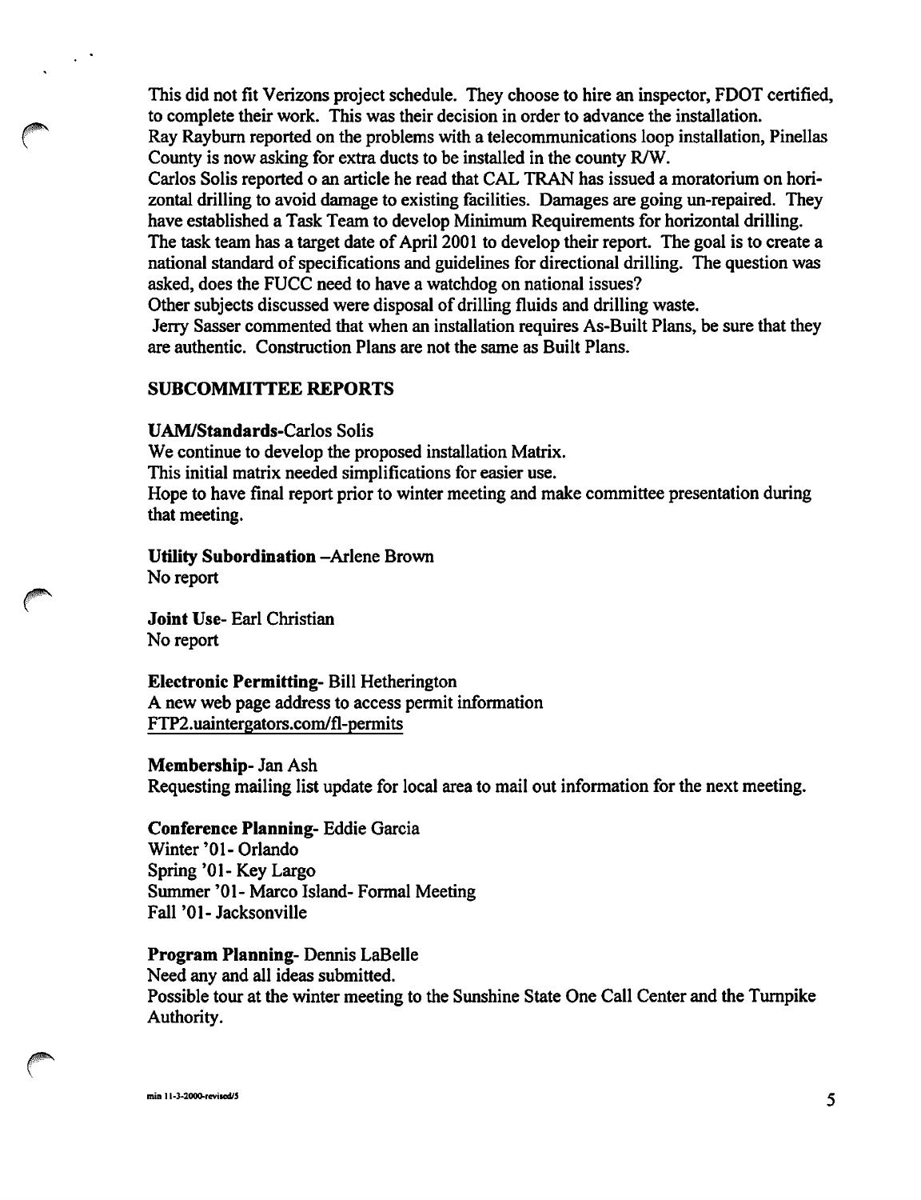This did not fit Verizons project schedule. They choose to hire an inspector, FDOT certified, to complete their work. This was their decision in order to advance the installation.
Ray Rayburn reported on the problems with a telecommunications loop installation, Pinellas County is now asking for extra ducts to be installed in the county R/W.
Carlos Solis reported o an article he read that CAL TRAN has issued a moratorium on horizontal drilling to avoid damage to existing facilities. Damages are going un-repaired. They have established a Task Team to develop Minimum Requirements for horizontal drilling. The task team has a target date of April 2001 to develop their report. The goal is to create a national standard of specifications and guidelines for directional drilling. The question was asked, does the FUCC need to have a watchdog on national issues?
Other subjects discussed were disposal of drilling fluids and drilling waste.
Jerry Sasser commented that when an installation requires As-Built Plans, be sure that they are authentic. Construction Plans are not the same as Built Plans.

## SUBCOMMITTEE REPORTS

**UAM/Standards**-Carlos Solis
We continue to develop the proposed installation Matrix.
This initial matrix needed simplifications for easier use.
Hope to have final report prior to winter meeting and make committee presentation during that meeting.

**Utility Subordination** –Arlene Brown
No report

**Joint Use**- Earl Christian
No report

**Electronic Permitting**- Bill Hetherington
A new web page address to access permit information
FTP2.uaintergators.com/fl-permits

**Membership**- Jan Ash
Requesting mailing list update for local area to mail out information for the next meeting.

**Conference Planning**- Eddie Garcia
Winter '01- Orlando
Spring '01- Key Largo
Summer '01- Marco Island- Formal Meeting
Fall '01- Jacksonville

**Program Planning**- Dennis LaBelle
Need any and all ideas submitted.
Possible tour at the winter meeting to the Sunshine State One Call Center and the Turnpike Authority.

min 11-3-2000-revised/5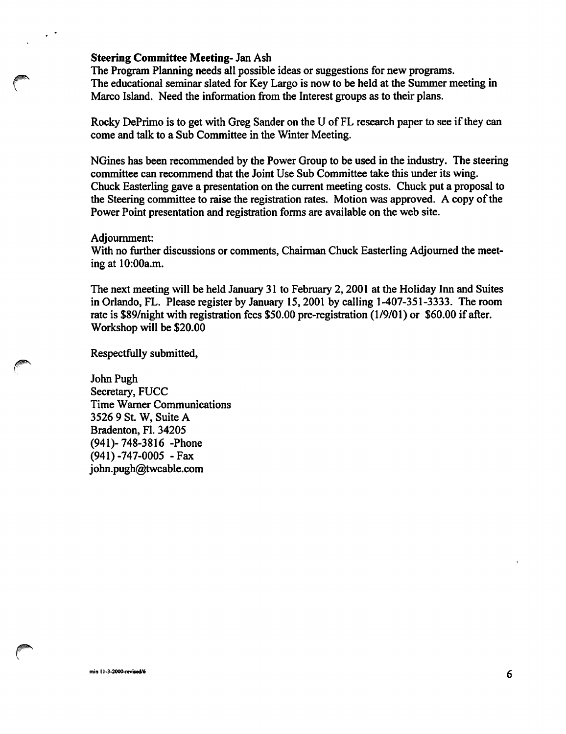**Steering Committee Meeting-** Jan Ash

The Program Planning needs all possible ideas or suggestions for new programs.
The educational seminar slated for Key Largo is now to be held at the Summer meeting in Marco Island. Need the information from the Interest groups as to their plans.

Rocky DePrimo is to get with Greg Sander on the U of FL research paper to see if they can come and talk to a Sub Committee in the Winter Meeting.

NGines has been recommended by the Power Group to be used in the industry. The steering committee can recommend that the Joint Use Sub Committee take this under its wing.
Chuck Easterling gave a presentation on the current meeting costs. Chuck put a proposal to the Steering committee to raise the registration rates. Motion was approved. A copy of the Power Point presentation and registration forms are available on the web site.

Adjournment:
With no further discussions or comments, Chairman Chuck Easterling Adjourned the meeting at 10:00a.m.

The next meeting will be held January 31 to February 2, 2001 at the Holiday Inn and Suites in Orlando, FL. Please register by January 15, 2001 by calling 1-407-351-3333. The room rate is $89/night with registration fees $50.00 pre-registration (1/9/01) or $60.00 if after. Workshop will be $20.00

Respectfully submitted,

John Pugh
Secretary, FUCC
Time Warner Communications
3526 9 St. W, Suite A
Bradenton, Fl. 34205
(941)- 748-3816 -Phone
(941) -747-0005 - Fax
john.pugh@twcable.com

min 11-3-2000-revised/6